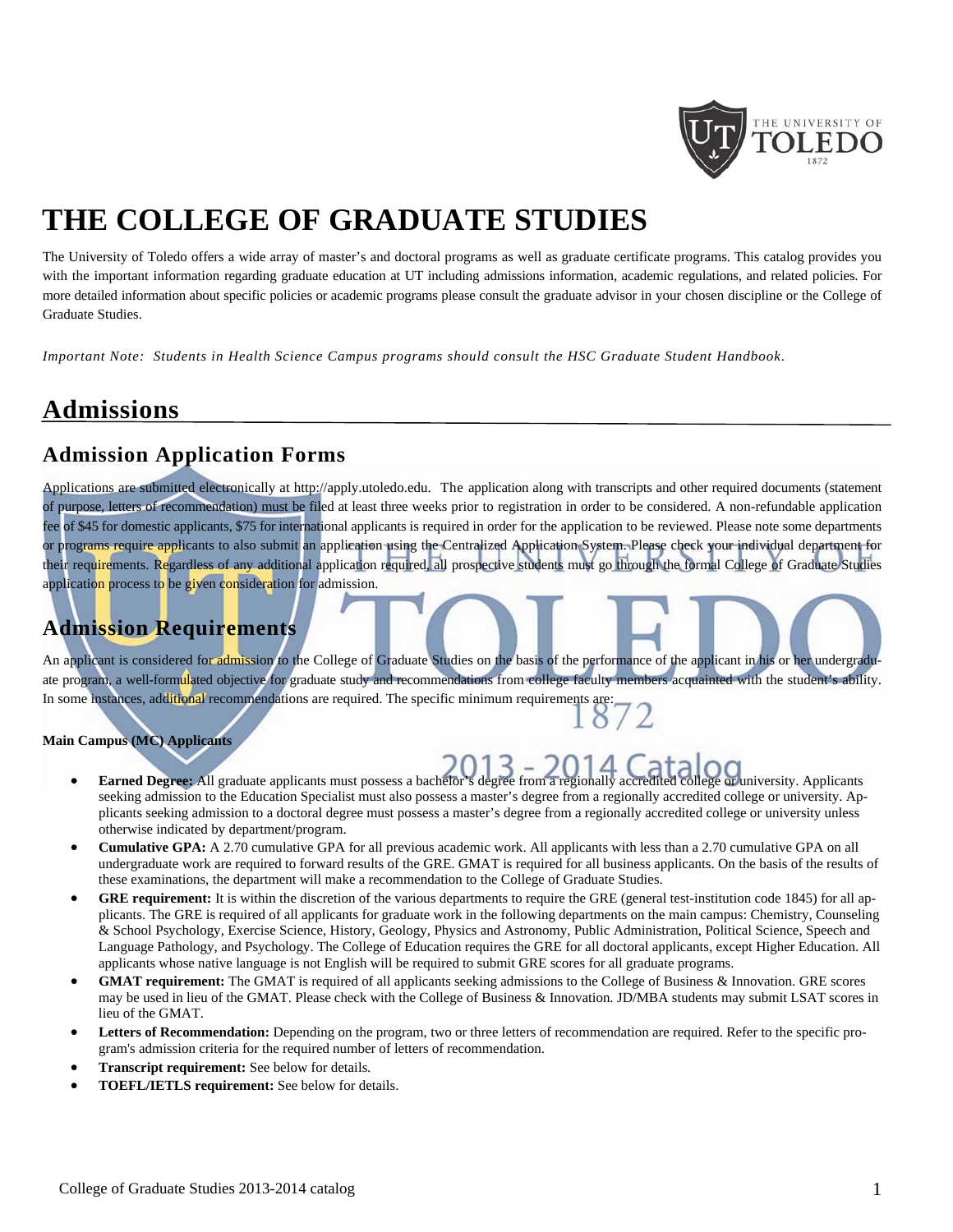# THE COLLEGE OF GRADUATE STUDIES

The University of Toledo offers a wide array of master's and doctoral programs as well as graduate certificate programs. This catalog provides you with the important information regarding graduate education at UT including admissions information, academic regulations, and related policies. For more detailed information about specific policies or academic programs please consult the graduate advisor in your chosen discipline or the College of Graduate Studies.

*Important Note: Students in Health Science Campus programs should consult the HSC Graduate Student Handbook.*

## Admissions

### Admission Application Forms

Applications are submitted electronically at http://apply.utoledo.edu. The application along with transcripts and other required documents (statement of purpose, letters of recommendation) must be filed at least three weeks prior to registration in order to be considered. A non-refundable application fee of $45 for domestic applicants, $75 for international applicants is required in order for the application to be reviewed. Please note some departments or programs require applicants to also submit an application using the Centralized Application System. Please check your individual department for their requirements. Regardless of any additional application required, all prospective students must go through the formal College of Graduate Studies application process to be given consideration for admission.

### Admission Requirements

An applicant is considered for admission to the College of Graduate Studies on the basis of the performance of the applicant in his or her undergraduate program, a well-formulated objective for graduate study and recommendations from college faculty members acquainted with the student's ability. In some instances, additional recommendations are required. The specific minimum requirements are:

**Main Campus (MC) Applicants**

- **Earned Degree:** All graduate applicants must possess a bachelor's degree from a regionally accredited college or university. Applicants seeking admission to the Education Specialist must also possess a master's degree from a regionally accredited college or university. Applicants seeking admission to a doctoral degree must possess a master's degree from a regionally accredited college or university unless otherwise indicated by department/program.
- **Cumulative GPA:** A 2.70 cumulative GPA for all previous academic work. All applicants with less than a 2.70 cumulative GPA on all undergraduate work are required to forward results of the GRE. GMAT is required for all business applicants. On the basis of the results of these examinations, the department will make a recommendation to the College of Graduate Studies.
- **GRE requirement:** It is within the discretion of the various departments to require the GRE (general test-institution code 1845) for all applicants. The GRE is required of all applicants for graduate work in the following departments on the main campus: Chemistry, Counseling & School Psychology, Exercise Science, History, Geology, Physics and Astronomy, Public Administration, Political Science, Speech and Language Pathology, and Psychology. The College of Education requires the GRE for all doctoral applicants, except Higher Education. All applicants whose native language is not English will be required to submit GRE scores for all graduate programs.
- **GMAT requirement:** The GMAT is required of all applicants seeking admissions to the College of Business & Innovation. GRE scores may be used in lieu of the GMAT. Please check with the College of Business & Innovation. JD/MBA students may submit LSAT scores in lieu of the GMAT.
- **Letters of Recommendation:** Depending on the program, two or three letters of recommendation are required. Refer to the specific program's admission criteria for the required number of letters of recommendation.
- **Transcript requirement:** See below for details.
- **TOEFL/IETLS requirement:** See below for details.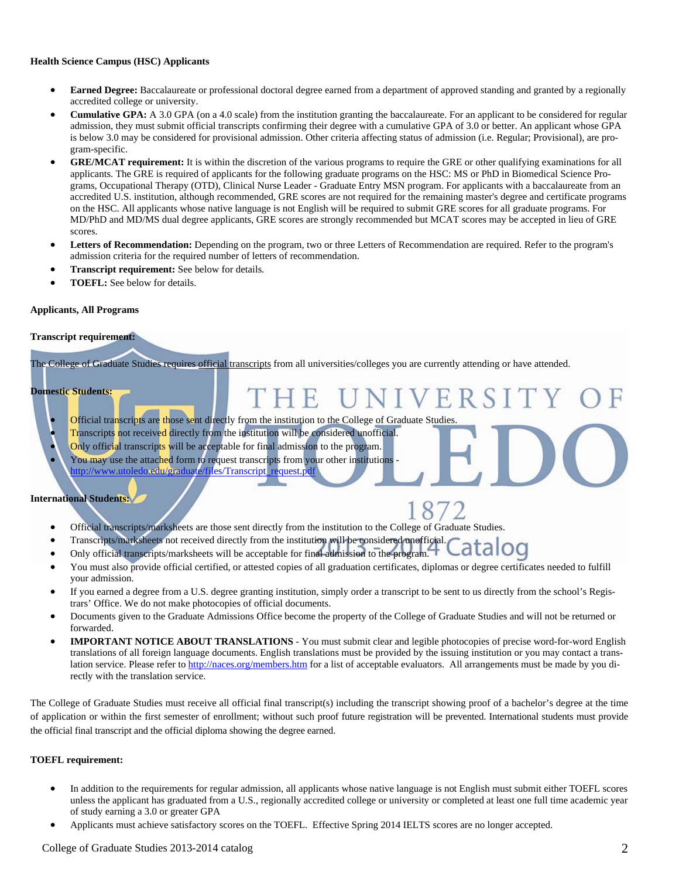**Health Science Campus (HSC) Applicants**

- **Earned Degree:** Baccalaureate or professional doctoral degree earned from a department of approved standing and granted by a regionally accredited college or university.
- **Cumulative GPA:** A 3.0 GPA (on a 4.0 scale) from the institution granting the baccalaureate. For an applicant to be considered for regular admission, they must submit official transcripts confirming their degree with a cumulative GPA of 3.0 or better. An applicant whose GPA is below 3.0 may be considered for provisional admission. Other criteria affecting status of admission (i.e. Regular; Provisional), are program-specific.
- **GRE/MCAT requirement:** It is within the discretion of the various programs to require the GRE or other qualifying examinations for all applicants. The GRE is required of applicants for the following graduate programs on the HSC: MS or PhD in Biomedical Science Programs, Occupational Therapy (OTD), Clinical Nurse Leader - Graduate Entry MSN program. For applicants with a baccalaureate from an accredited U.S. institution, although recommended, GRE scores are not required for the remaining master's degree and certificate programs on the HSC. All applicants whose native language is not English will be required to submit GRE scores for all graduate programs. For MD/PhD and MD/MS dual degree applicants, GRE scores are strongly recommended but MCAT scores may be accepted in lieu of GRE scores.
- **Letters of Recommendation:** Depending on the program, two or three Letters of Recommendation are required. Refer to the program's admission criteria for the required number of letters of recommendation.
- **Transcript requirement:** See below for details.
- **TOEFL:** See below for details.

**Applicants, All Programs**

**Transcript requirement:**

The College of Graduate Studies requires official transcripts from all universities/colleges you are currently attending or have attended.

**Domestic Students:**

- Official transcripts are those sent directly from the institution to the College of Graduate Studies.
- Transcripts not received directly from the institution will be considered unofficial.
- Only official transcripts will be acceptable for final admission to the program.
- You may use the attached form to request transcripts from your other institutions - http://www.utoledo.edu/graduate/files/Transcript_request.pdf

**International Students:**

- Official transcripts/marksheets are those sent directly from the institution to the College of Graduate Studies.
- Transcripts/marksheets not received directly from the institution will be considered unofficial.
- Only official transcripts/marksheets will be acceptable for final admission to the program.
- You must also provide official certified, or attested copies of all graduation certificates, diplomas or degree certificates needed to fulfill your admission.
- If you earned a degree from a U.S. degree granting institution, simply order a transcript to be sent to us directly from the school's Registrars' Office. We do not make photocopies of official documents.
- Documents given to the Graduate Admissions Office become the property of the College of Graduate Studies and will not be returned or forwarded.
- **IMPORTANT NOTICE ABOUT TRANSLATIONS** - You must submit clear and legible photocopies of precise word-for-word English translations of all foreign language documents. English translations must be provided by the issuing institution or you may contact a translation service. Please refer to http://naces.org/members.htm for a list of acceptable evaluators. All arrangements must be made by you directly with the translation service.

The College of Graduate Studies must receive all official final transcript(s) including the transcript showing proof of a bachelor's degree at the time of application or within the first semester of enrollment; without such proof future registration will be prevented. International students must provide the official final transcript and the official diploma showing the degree earned.

**TOEFL requirement:**

- In addition to the requirements for regular admission, all applicants whose native language is not English must submit either TOEFL scores unless the applicant has graduated from a U.S., regionally accredited college or university or completed at least one full time academic year of study earning a 3.0 or greater GPA
- Applicants must achieve satisfactory scores on the TOEFL. Effective Spring 2014 IELTS scores are no longer accepted.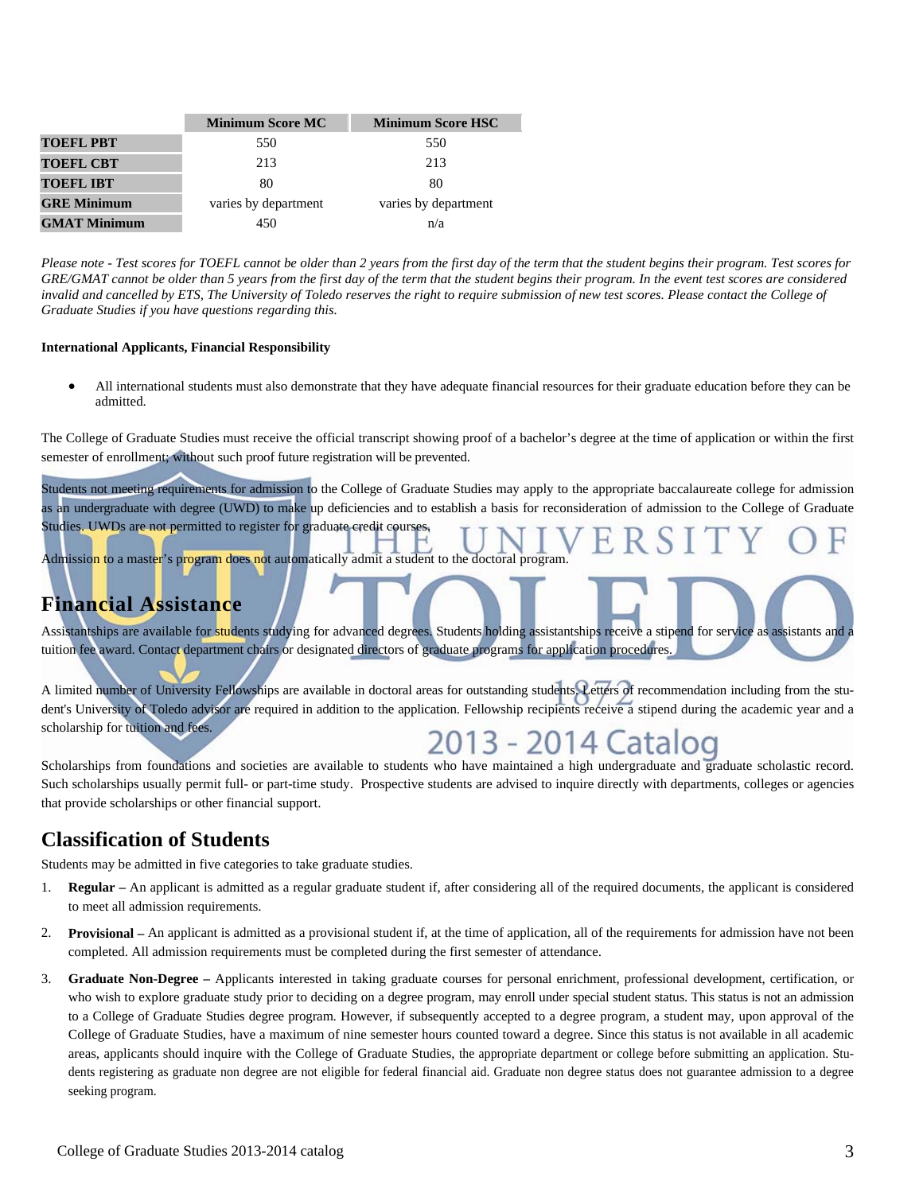| | Minimum Score MC | Minimum Score HSC |
|---|---|---|
| **TOEFL PBT** | 550 | 550 |
| **TOEFL CBT** | 213 | 213 |
| **TOEFL IBT** | 80 | 80 |
| **GRE Minimum** | varies by department | varies by department |
| **GMAT Minimum** | 450 | n/a |

*Please note - Test scores for TOEFL cannot be older than 2 years from the first day of the term that the student begins their program. Test scores for GRE/GMAT cannot be older than 5 years from the first day of the term that the student begins their program. In the event test scores are considered invalid and cancelled by ETS, The University of Toledo reserves the right to require submission of new test scores. Please contact the College of Graduate Studies if you have questions regarding this.*

**International Applicants, Financial Responsibility**

- All international students must also demonstrate that they have adequate financial resources for their graduate education before they can be admitted.

The College of Graduate Studies must receive the official transcript showing proof of a bachelor's degree at the time of application or within the first semester of enrollment; without such proof future registration will be prevented.

Students not meeting requirements for admission to the College of Graduate Studies may apply to the appropriate baccalaureate college for admission as an undergraduate with degree (UWD) to make up deficiencies and to establish a basis for reconsideration of admission to the College of Graduate Studies. UWDs are not permitted to register for graduate credit courses.

Admission to a master's program does not automatically admit a student to the doctoral program.

## Financial Assistance

Assistantships are available for students studying for advanced degrees. Students holding assistantships receive a stipend for service as assistants and a tuition fee award. Contact department chairs or designated directors of graduate programs for application procedures.

A limited number of University Fellowships are available in doctoral areas for outstanding students. Letters of recommendation including from the student's University of Toledo advisor are required in addition to the application. Fellowship recipients receive a stipend during the academic year and a scholarship for tuition and fees.

Scholarships from foundations and societies are available to students who have maintained a high undergraduate and graduate scholastic record. Such scholarships usually permit full- or part-time study. Prospective students are advised to inquire directly with departments, colleges or agencies that provide scholarships or other financial support.

## Classification of Students

Students may be admitted in five categories to take graduate studies.

1. **Regular –** An applicant is admitted as a regular graduate student if, after considering all of the required documents, the applicant is considered to meet all admission requirements.
2. **Provisional –** An applicant is admitted as a provisional student if, at the time of application, all of the requirements for admission have not been completed. All admission requirements must be completed during the first semester of attendance.
3. **Graduate Non-Degree –** Applicants interested in taking graduate courses for personal enrichment, professional development, certification, or who wish to explore graduate study prior to deciding on a degree program, may enroll under special student status. This status is not an admission to a College of Graduate Studies degree program. However, if subsequently accepted to a degree program, a student may, upon approval of the College of Graduate Studies, have a maximum of nine semester hours counted toward a degree. Since this status is not available in all academic areas, applicants should inquire with the College of Graduate Studies, the appropriate department or college before submitting an application. Students registering as graduate non degree are not eligible for federal financial aid. Graduate non degree status does not guarantee admission to a degree seeking program.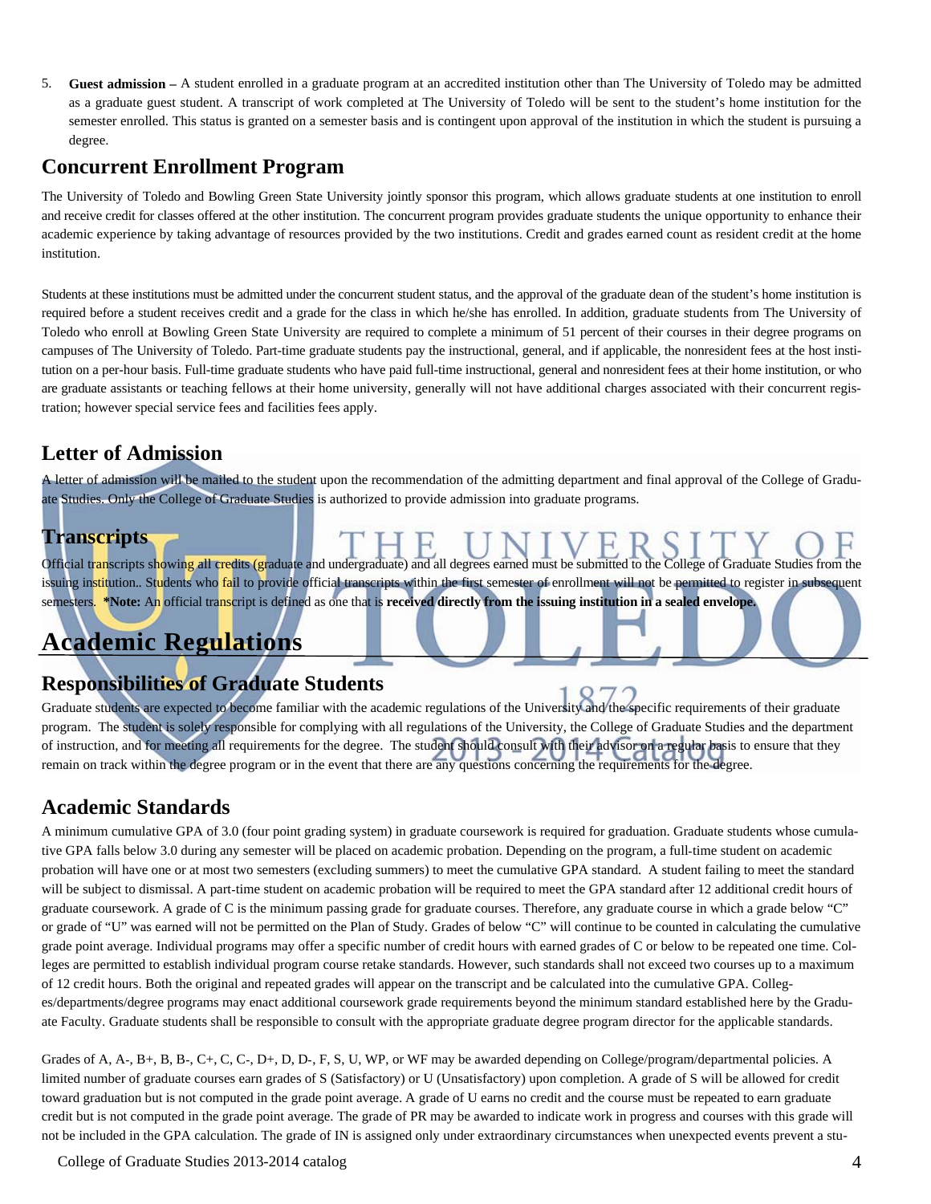5. **Guest admission –** A student enrolled in a graduate program at an accredited institution other than The University of Toledo may be admitted as a graduate guest student. A transcript of work completed at The University of Toledo will be sent to the student's home institution for the semester enrolled. This status is granted on a semester basis and is contingent upon approval of the institution in which the student is pursuing a degree.

## Concurrent Enrollment Program

The University of Toledo and Bowling Green State University jointly sponsor this program, which allows graduate students at one institution to enroll and receive credit for classes offered at the other institution. The concurrent program provides graduate students the unique opportunity to enhance their academic experience by taking advantage of resources provided by the two institutions. Credit and grades earned count as resident credit at the home institution.

Students at these institutions must be admitted under the concurrent student status, and the approval of the graduate dean of the student's home institution is required before a student receives credit and a grade for the class in which he/she has enrolled. In addition, graduate students from The University of Toledo who enroll at Bowling Green State University are required to complete a minimum of 51 percent of their courses in their degree programs on campuses of The University of Toledo. Part-time graduate students pay the instructional, general, and if applicable, the nonresident fees at the host institution on a per-hour basis. Full-time graduate students who have paid full-time instructional, general and nonresident fees at their home institution, or who are graduate assistants or teaching fellows at their home university, generally will not have additional charges associated with their concurrent registration; however special service fees and facilities fees apply.

## Letter of Admission

A letter of admission will be mailed to the student upon the recommendation of the admitting department and final approval of the College of Graduate Studies. Only the College of Graduate Studies is authorized to provide admission into graduate programs.

## Transcripts

Official transcripts showing all credits (graduate and undergraduate) and all degrees earned must be submitted to the College of Graduate Studies from the issuing institution.. Students who fail to provide official transcripts within the first semester of enrollment will not be permitted to register in subsequent semesters. ***Note:** An official transcript is defined as one that is **received directly from the issuing institution in a sealed envelope.**

# Academic Regulations

## Responsibilities of Graduate Students

Graduate students are expected to become familiar with the academic regulations of the University and the specific requirements of their graduate program. The student is solely responsible for complying with all regulations of the University, the College of Graduate Studies and the department of instruction, and for meeting all requirements for the degree. The student should consult with their advisor on a regular basis to ensure that they remain on track within the degree program or in the event that there are any questions concerning the requirements for the degree.

## Academic Standards

A minimum cumulative GPA of 3.0 (four point grading system) in graduate coursework is required for graduation. Graduate students whose cumulative GPA falls below 3.0 during any semester will be placed on academic probation. Depending on the program, a full-time student on academic probation will have one or at most two semesters (excluding summers) to meet the cumulative GPA standard. A student failing to meet the standard will be subject to dismissal. A part-time student on academic probation will be required to meet the GPA standard after 12 additional credit hours of graduate coursework. A grade of C is the minimum passing grade for graduate courses. Therefore, any graduate course in which a grade below "C" or grade of "U" was earned will not be permitted on the Plan of Study. Grades of below "C" will continue to be counted in calculating the cumulative grade point average. Individual programs may offer a specific number of credit hours with earned grades of C or below to be repeated one time. Colleges are permitted to establish individual program course retake standards. However, such standards shall not exceed two courses up to a maximum of 12 credit hours. Both the original and repeated grades will appear on the transcript and be calculated into the cumulative GPA. Colleges/departments/degree programs may enact additional coursework grade requirements beyond the minimum standard established here by the Graduate Faculty. Graduate students shall be responsible to consult with the appropriate graduate degree program director for the applicable standards.

Grades of A, A-, B+, B, B-, C+, C, C-, D+, D, D-, F, S, U, WP, or WF may be awarded depending on College/program/departmental policies. A limited number of graduate courses earn grades of S (Satisfactory) or U (Unsatisfactory) upon completion. A grade of S will be allowed for credit toward graduation but is not computed in the grade point average. A grade of U earns no credit and the course must be repeated to earn graduate credit but is not computed in the grade point average. The grade of PR may be awarded to indicate work in progress and courses with this grade will not be included in the GPA calculation. The grade of IN is assigned only under extraordinary circumstances when unexpected events prevent a stu-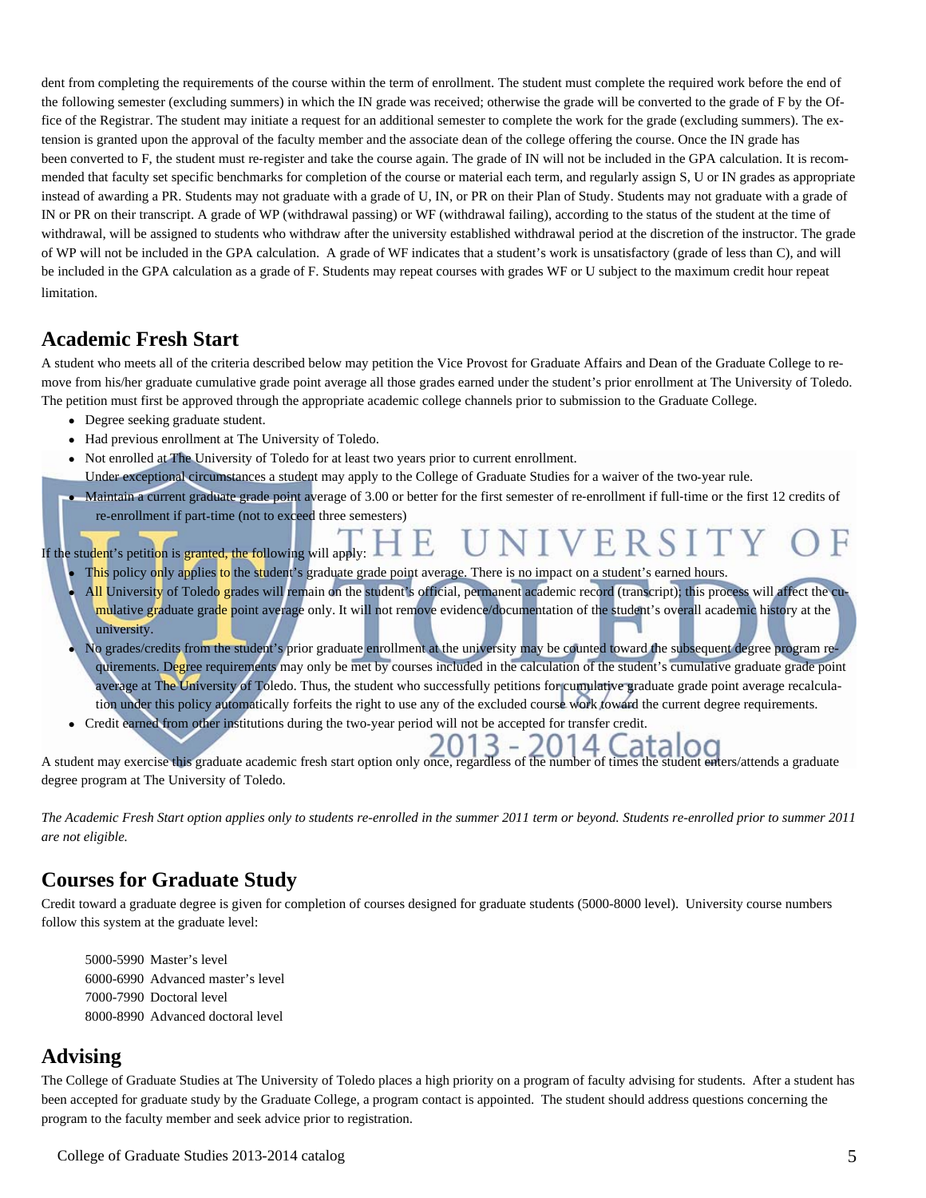dent from completing the requirements of the course within the term of enrollment. The student must complete the required work before the end of the following semester (excluding summers) in which the IN grade was received; otherwise the grade will be converted to the grade of F by the Office of the Registrar. The student may initiate a request for an additional semester to complete the work for the grade (excluding summers). The extension is granted upon the approval of the faculty member and the associate dean of the college offering the course. Once the IN grade has been converted to F, the student must re-register and take the course again. The grade of IN will not be included in the GPA calculation. It is recommended that faculty set specific benchmarks for completion of the course or material each term, and regularly assign S, U or IN grades as appropriate instead of awarding a PR. Students may not graduate with a grade of U, IN, or PR on their Plan of Study. Students may not graduate with a grade of IN or PR on their transcript. A grade of WP (withdrawal passing) or WF (withdrawal failing), according to the status of the student at the time of withdrawal, will be assigned to students who withdraw after the university established withdrawal period at the discretion of the instructor. The grade of WP will not be included in the GPA calculation. A grade of WF indicates that a student's work is unsatisfactory (grade of less than C), and will be included in the GPA calculation as a grade of F. Students may repeat courses with grades WF or U subject to the maximum credit hour repeat limitation.

## Academic Fresh Start

A student who meets all of the criteria described below may petition the Vice Provost for Graduate Affairs and Dean of the Graduate College to remove from his/her graduate cumulative grade point average all those grades earned under the student's prior enrollment at The University of Toledo. The petition must first be approved through the appropriate academic college channels prior to submission to the Graduate College.

- Degree seeking graduate student.
- Had previous enrollment at The University of Toledo.
- Not enrolled at The University of Toledo for at least two years prior to current enrollment.
  Under exceptional circumstances a student may apply to the College of Graduate Studies for a waiver of the two-year rule.
- Maintain a current graduate grade point average of 3.00 or better for the first semester of re-enrollment if full-time or the first 12 credits of re-enrollment if part-time (not to exceed three semesters)

If the student's petition is granted, the following will apply:

- This policy only applies to the student's graduate grade point average. There is no impact on a student's earned hours.
- All University of Toledo grades will remain on the student's official, permanent academic record (transcript); this process will affect the cumulative graduate grade point average only. It will not remove evidence/documentation of the student's overall academic history at the university.
- No grades/credits from the student's prior graduate enrollment at the university may be counted toward the subsequent degree program requirements. Degree requirements may only be met by courses included in the calculation of the student's cumulative graduate grade point average at The University of Toledo. Thus, the student who successfully petitions for cumulative graduate grade point average recalculation under this policy automatically forfeits the right to use any of the excluded course work toward the current degree requirements.
- Credit earned from other institutions during the two-year period will not be accepted for transfer credit.

A student may exercise this graduate academic fresh start option only once, regardless of the number of times the student enters/attends a graduate degree program at The University of Toledo.

*The Academic Fresh Start option applies only to students re-enrolled in the summer 2011 term or beyond. Students re-enrolled prior to summer 2011 are not eligible.*

## Courses for Graduate Study

Credit toward a graduate degree is given for completion of courses designed for graduate students (5000-8000 level). University course numbers follow this system at the graduate level:

5000-5990 Master's level
6000-6990 Advanced master's level
7000-7990 Doctoral level
8000-8990 Advanced doctoral level

## Advising

The College of Graduate Studies at The University of Toledo places a high priority on a program of faculty advising for students. After a student has been accepted for graduate study by the Graduate College, a program contact is appointed. The student should address questions concerning the program to the faculty member and seek advice prior to registration.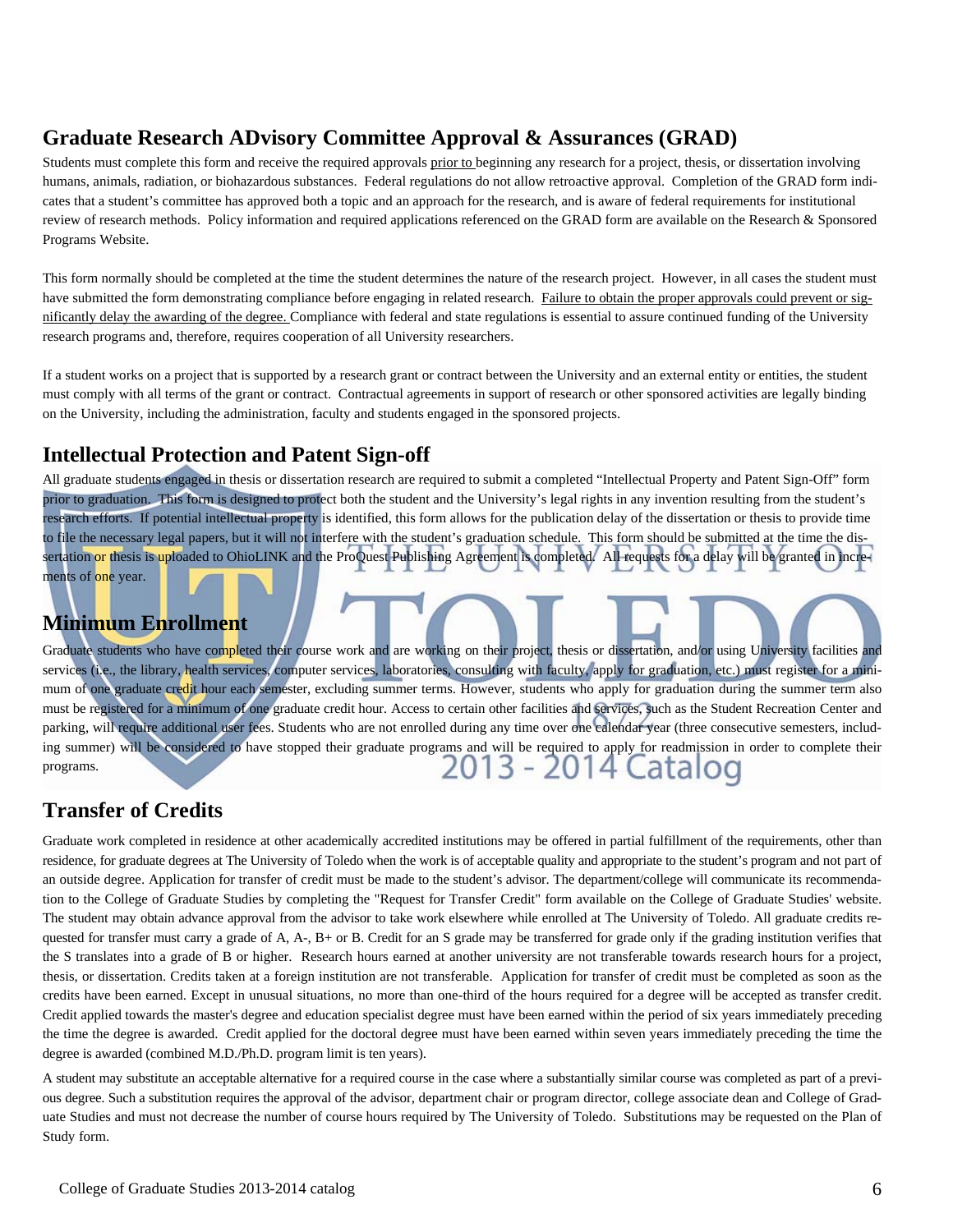## Graduate Research ADvisory Committee Approval & Assurances (GRAD)

Students must complete this form and receive the required approvals prior to beginning any research for a project, thesis, or dissertation involving humans, animals, radiation, or biohazardous substances. Federal regulations do not allow retroactive approval. Completion of the GRAD form indicates that a student's committee has approved both a topic and an approach for the research, and is aware of federal requirements for institutional review of research methods. Policy information and required applications referenced on the GRAD form are available on the Research & Sponsored Programs Website.

This form normally should be completed at the time the student determines the nature of the research project. However, in all cases the student must have submitted the form demonstrating compliance before engaging in related research. Failure to obtain the proper approvals could prevent or significantly delay the awarding of the degree. Compliance with federal and state regulations is essential to assure continued funding of the University research programs and, therefore, requires cooperation of all University researchers.

If a student works on a project that is supported by a research grant or contract between the University and an external entity or entities, the student must comply with all terms of the grant or contract. Contractual agreements in support of research or other sponsored activities are legally binding on the University, including the administration, faculty and students engaged in the sponsored projects.

## Intellectual Protection and Patent Sign-off

All graduate students engaged in thesis or dissertation research are required to submit a completed "Intellectual Property and Patent Sign-Off" form prior to graduation. This form is designed to protect both the student and the University's legal rights in any invention resulting from the student's research efforts. If potential intellectual property is identified, this form allows for the publication delay of the dissertation or thesis to provide time to file the necessary legal papers, but it will not interfere with the student's graduation schedule. This form should be submitted at the time the dissertation or thesis is uploaded to OhioLINK and the ProQuest Publishing Agreement is completed. All requests for a delay will be granted in increments of one year.

## Minimum Enrollment

Graduate students who have completed their course work and are working on their project, thesis or dissertation, and/or using University facilities and services (i.e., the library, health services, computer services, laboratories, consulting with faculty, apply for graduation, etc.) must register for a minimum of one graduate credit hour each semester, excluding summer terms. However, students who apply for graduation during the summer term also must be registered for a minimum of one graduate credit hour. Access to certain other facilities and services, such as the Student Recreation Center and parking, will require additional user fees. Students who are not enrolled during any time over one calendar year (three consecutive semesters, including summer) will be considered to have stopped their graduate programs and will be required to apply for readmission in order to complete their programs.

## Transfer of Credits

Graduate work completed in residence at other academically accredited institutions may be offered in partial fulfillment of the requirements, other than residence, for graduate degrees at The University of Toledo when the work is of acceptable quality and appropriate to the student's program and not part of an outside degree. Application for transfer of credit must be made to the student's advisor. The department/college will communicate its recommendation to the College of Graduate Studies by completing the "Request for Transfer Credit" form available on the College of Graduate Studies' website. The student may obtain advance approval from the advisor to take work elsewhere while enrolled at The University of Toledo. All graduate credits requested for transfer must carry a grade of A, A-, B+ or B. Credit for an S grade may be transferred for grade only if the grading institution verifies that the S translates into a grade of B or higher. Research hours earned at another university are not transferable towards research hours for a project, thesis, or dissertation. Credits taken at a foreign institution are not transferable. Application for transfer of credit must be completed as soon as the credits have been earned. Except in unusual situations, no more than one-third of the hours required for a degree will be accepted as transfer credit. Credit applied towards the master's degree and education specialist degree must have been earned within the period of six years immediately preceding the time the degree is awarded. Credit applied for the doctoral degree must have been earned within seven years immediately preceding the time the degree is awarded (combined M.D./Ph.D. program limit is ten years).

A student may substitute an acceptable alternative for a required course in the case where a substantially similar course was completed as part of a previous degree. Such a substitution requires the approval of the advisor, department chair or program director, college associate dean and College of Graduate Studies and must not decrease the number of course hours required by The University of Toledo. Substitutions may be requested on the Plan of Study form.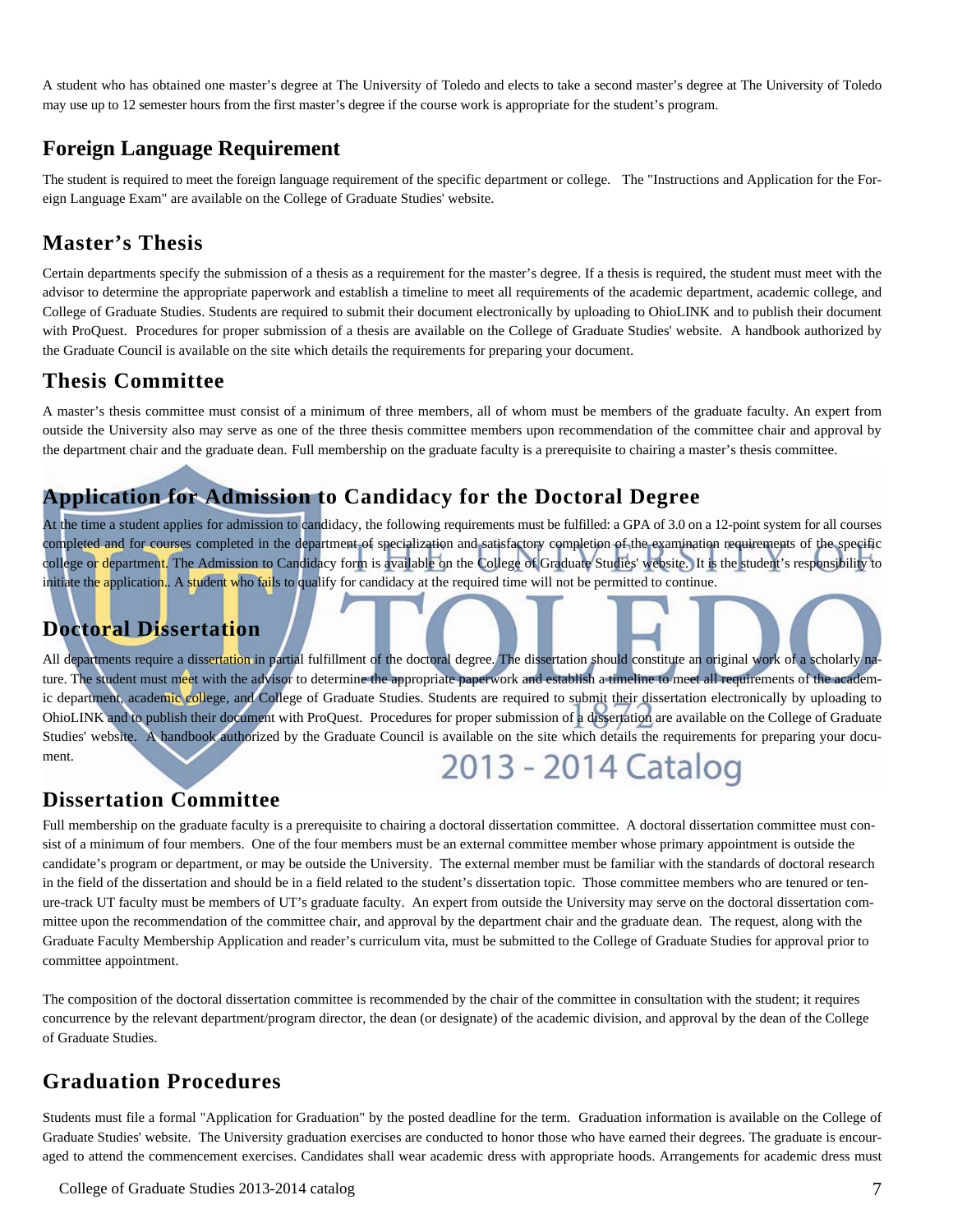A student who has obtained one master's degree at The University of Toledo and elects to take a second master's degree at The University of Toledo may use up to 12 semester hours from the first master's degree if the course work is appropriate for the student's program.

## Foreign Language Requirement

The student is required to meet the foreign language requirement of the specific department or college. The "Instructions and Application for the Foreign Language Exam" are available on the College of Graduate Studies' website.

## Master's Thesis

Certain departments specify the submission of a thesis as a requirement for the master's degree. If a thesis is required, the student must meet with the advisor to determine the appropriate paperwork and establish a timeline to meet all requirements of the academic department, academic college, and College of Graduate Studies. Students are required to submit their document electronically by uploading to OhioLINK and to publish their document with ProQuest. Procedures for proper submission of a thesis are available on the College of Graduate Studies' website. A handbook authorized by the Graduate Council is available on the site which details the requirements for preparing your document.

## Thesis Committee

A master's thesis committee must consist of a minimum of three members, all of whom must be members of the graduate faculty. An expert from outside the University also may serve as one of the three thesis committee members upon recommendation of the committee chair and approval by the department chair and the graduate dean. Full membership on the graduate faculty is a prerequisite to chairing a master's thesis committee.

## Application for Admission to Candidacy for the Doctoral Degree

At the time a student applies for admission to candidacy, the following requirements must be fulfilled: a GPA of 3.0 on a 12-point system for all courses completed and for courses completed in the department of specialization and satisfactory completion of the examination requirements of the specific college or department. The Admission to Candidacy form is available on the College of Graduate Studies' website. It is the student's responsibility to initiate the application.. A student who fails to qualify for candidacy at the required time will not be permitted to continue.

## Doctoral Dissertation

All departments require a dissertation in partial fulfillment of the doctoral degree. The dissertation should constitute an original work of a scholarly nature. The student must meet with the advisor to determine the appropriate paperwork and establish a timeline to meet all requirements of the academic department, academic college, and College of Graduate Studies. Students are required to submit their dissertation electronically by uploading to OhioLINK and to publish their document with ProQuest. Procedures for proper submission of a dissertation are available on the College of Graduate Studies' website. A handbook authorized by the Graduate Council is available on the site which details the requirements for preparing your document.

## Dissertation Committee

Full membership on the graduate faculty is a prerequisite to chairing a doctoral dissertation committee. A doctoral dissertation committee must consist of a minimum of four members. One of the four members must be an external committee member whose primary appointment is outside the candidate's program or department, or may be outside the University. The external member must be familiar with the standards of doctoral research in the field of the dissertation and should be in a field related to the student's dissertation topic. Those committee members who are tenured or tenure-track UT faculty must be members of UT's graduate faculty. An expert from outside the University may serve on the doctoral dissertation committee upon the recommendation of the committee chair, and approval by the department chair and the graduate dean. The request, along with the Graduate Faculty Membership Application and reader's curriculum vita, must be submitted to the College of Graduate Studies for approval prior to committee appointment.

The composition of the doctoral dissertation committee is recommended by the chair of the committee in consultation with the student; it requires concurrence by the relevant department/program director, the dean (or designate) of the academic division, and approval by the dean of the College of Graduate Studies.

## Graduation Procedures

Students must file a formal "Application for Graduation" by the posted deadline for the term. Graduation information is available on the College of Graduate Studies' website. The University graduation exercises are conducted to honor those who have earned their degrees. The graduate is encouraged to attend the commencement exercises. Candidates shall wear academic dress with appropriate hoods. Arrangements for academic dress must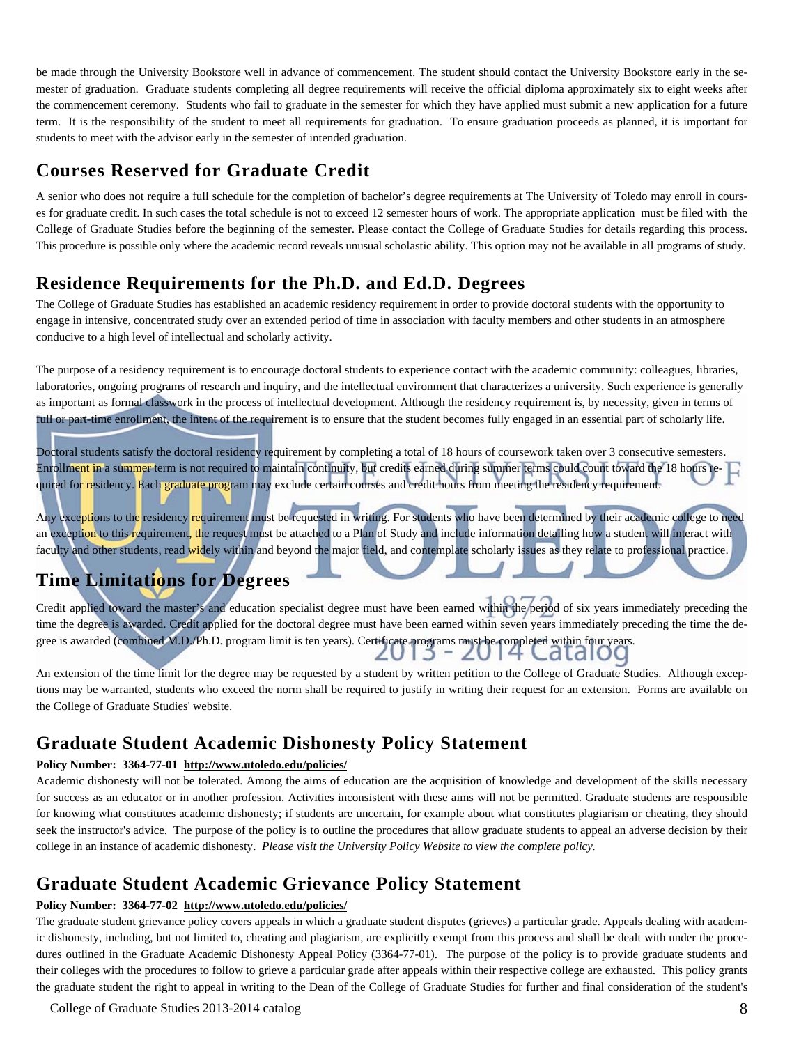be made through the University Bookstore well in advance of commencement. The student should contact the University Bookstore early in the semester of graduation. Graduate students completing all degree requirements will receive the official diploma approximately six to eight weeks after the commencement ceremony. Students who fail to graduate in the semester for which they have applied must submit a new application for a future term. It is the responsibility of the student to meet all requirements for graduation. To ensure graduation proceeds as planned, it is important for students to meet with the advisor early in the semester of intended graduation.

## Courses Reserved for Graduate Credit

A senior who does not require a full schedule for the completion of bachelor's degree requirements at The University of Toledo may enroll in courses for graduate credit. In such cases the total schedule is not to exceed 12 semester hours of work. The appropriate application must be filed with the College of Graduate Studies before the beginning of the semester. Please contact the College of Graduate Studies for details regarding this process. This procedure is possible only where the academic record reveals unusual scholastic ability. This option may not be available in all programs of study.

## Residence Requirements for the Ph.D. and Ed.D. Degrees

The College of Graduate Studies has established an academic residency requirement in order to provide doctoral students with the opportunity to engage in intensive, concentrated study over an extended period of time in association with faculty members and other students in an atmosphere conducive to a high level of intellectual and scholarly activity.

The purpose of a residency requirement is to encourage doctoral students to experience contact with the academic community: colleagues, libraries, laboratories, ongoing programs of research and inquiry, and the intellectual environment that characterizes a university. Such experience is generally as important as formal classwork in the process of intellectual development. Although the residency requirement is, by necessity, given in terms of full or part-time enrollment, the intent of the requirement is to ensure that the student becomes fully engaged in an essential part of scholarly life.

Doctoral students satisfy the doctoral residency requirement by completing a total of 18 hours of coursework taken over 3 consecutive semesters. Enrollment in a summer term is not required to maintain continuity, but credits earned during summer terms could count toward the 18 hours required for residency. Each graduate program may exclude certain courses and credit hours from meeting the residency requirement.

Any exceptions to the residency requirement must be requested in writing. For students who have been determined by their academic college to need an exception to this requirement, the request must be attached to a Plan of Study and include information detailing how a student will interact with faculty and other students, read widely within and beyond the major field, and contemplate scholarly issues as they relate to professional practice.

## Time Limitations for Degrees

Credit applied toward the master's and education specialist degree must have been earned within the period of six years immediately preceding the time the degree is awarded. Credit applied for the doctoral degree must have been earned within seven years immediately preceding the time the degree is awarded (combined M.D./Ph.D. program limit is ten years). Certificate programs must be completed within four years.

An extension of the time limit for the degree may be requested by a student by written petition to the College of Graduate Studies. Although exceptions may be warranted, students who exceed the norm shall be required to justify in writing their request for an extension. Forms are available on the College of Graduate Studies' website.

## Graduate Student Academic Dishonesty Policy Statement

**Policy Number: 3364-77-01 http://www.utoledo.edu/policies/**

Academic dishonesty will not be tolerated. Among the aims of education are the acquisition of knowledge and development of the skills necessary for success as an educator or in another profession. Activities inconsistent with these aims will not be permitted. Graduate students are responsible for knowing what constitutes academic dishonesty; if students are uncertain, for example about what constitutes plagiarism or cheating, they should seek the instructor's advice. The purpose of the policy is to outline the procedures that allow graduate students to appeal an adverse decision by their college in an instance of academic dishonesty. *Please visit the University Policy Website to view the complete policy.*

## Graduate Student Academic Grievance Policy Statement

**Policy Number: 3364-77-02 http://www.utoledo.edu/policies/**

The graduate student grievance policy covers appeals in which a graduate student disputes (grieves) a particular grade. Appeals dealing with academic dishonesty, including, but not limited to, cheating and plagiarism, are explicitly exempt from this process and shall be dealt with under the procedures outlined in the Graduate Academic Dishonesty Appeal Policy (3364-77-01). The purpose of the policy is to provide graduate students and their colleges with the procedures to follow to grieve a particular grade after appeals within their respective college are exhausted. This policy grants the graduate student the right to appeal in writing to the Dean of the College of Graduate Studies for further and final consideration of the student's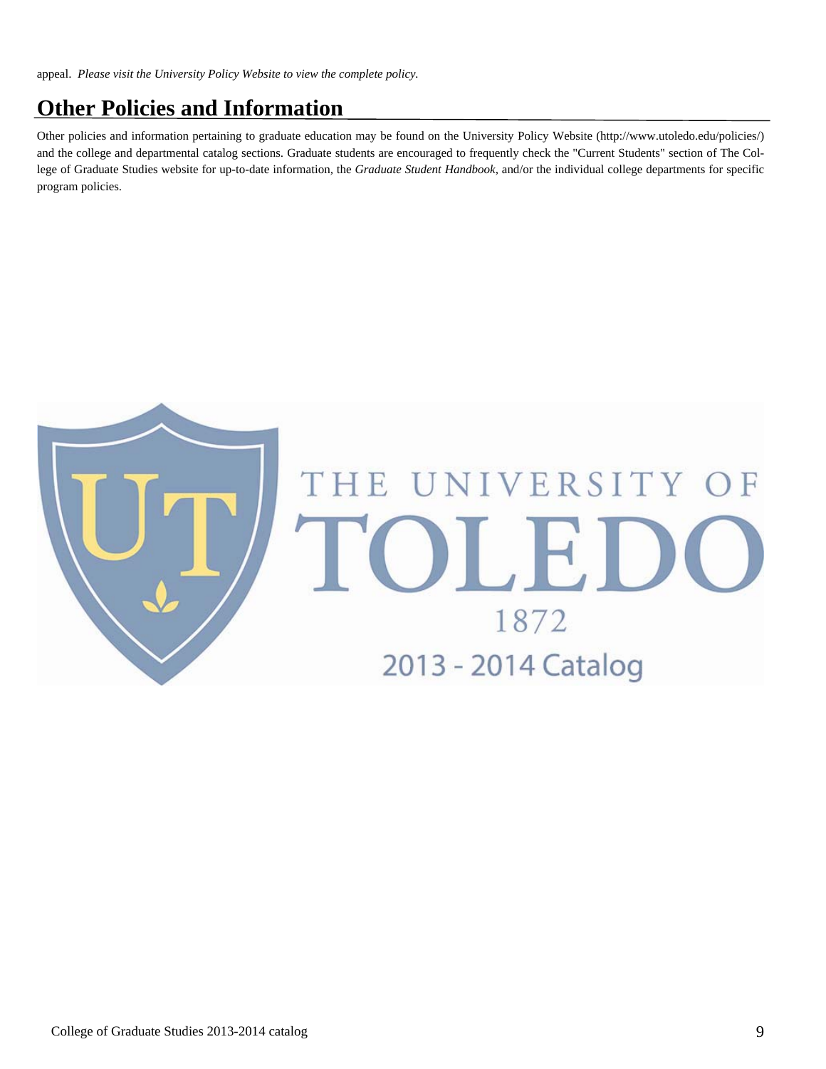appeal. *Please visit the University Policy Website to view the complete policy.*

## Other Policies and Information

Other policies and information pertaining to graduate education may be found on the University Policy Website (http://www.utoledo.edu/policies/) and the college and departmental catalog sections. Graduate students are encouraged to frequently check the "Current Students" section of The College of Graduate Studies website for up-to-date information, the *Graduate Student Handbook*, and/or the individual college departments for specific program policies.

THE UNIVERSITY OF

TOLEDO

1872

2013 - 2014 Catalog